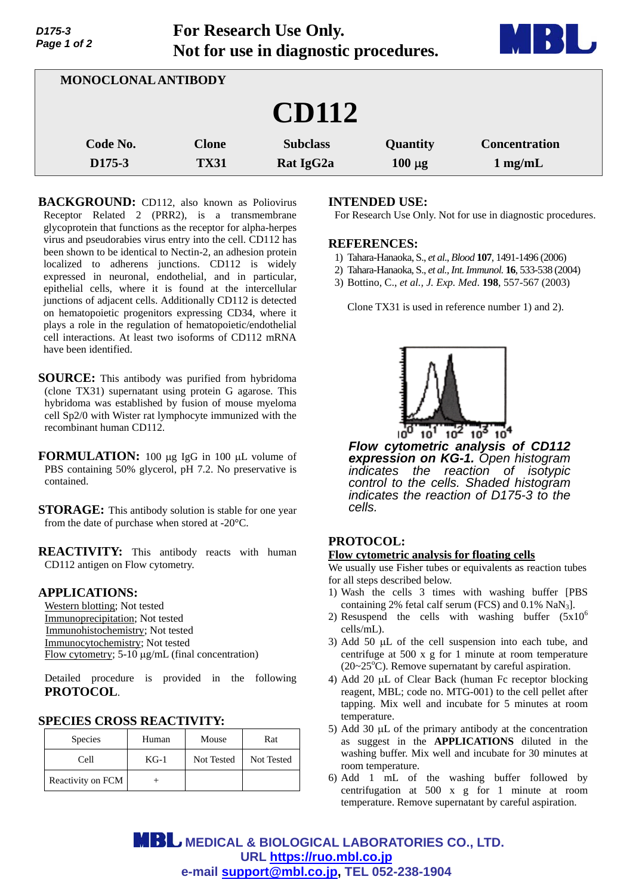For Research Use Only.
Not for use in diagnostic procedures.

MONOCLONAL ANTIBODY

# CD112

| Code No. | Clone | Subclass | Quantity | Concentration |
|---|---|---|---|---|
| D175-3 | TX31 | Rat IgG2a | 100 µg | 1 mg/mL |

**BACKGROUND:** CD112, also known as Poliovirus Receptor Related 2 (PRR2), is a transmembrane glycoprotein that functions as the receptor for alpha-herpes virus and pseudorabies virus entry into the cell. CD112 has been shown to be identical to Nectin-2, an adhesion protein localized to adherens junctions. CD112 is widely expressed in neuronal, endothelial, and in particular, epithelial cells, where it is found at the intercellular junctions of adjacent cells. Additionally CD112 is detected on hematopoietic progenitors expressing CD34, where it plays a role in the regulation of hematopoietic/endothelial cell interactions. At least two isoforms of CD112 mRNA have been identified.

**SOURCE:** This antibody was purified from hybridoma (clone TX31) supernatant using protein G agarose. This hybridoma was established by fusion of mouse myeloma cell Sp2/0 with Wister rat lymphocyte immunized with the recombinant human CD112.

**FORMULATION:** 100 µg IgG in 100 µL volume of PBS containing 50% glycerol, pH 7.2. No preservative is contained.

**STORAGE:** This antibody solution is stable for one year from the date of purchase when stored at -20°C.

**REACTIVITY:** This antibody reacts with human CD112 antigen on Flow cytometry.

**APPLICATIONS:**

Western blotting; Not tested
Immunoprecipitation; Not tested
Immunohistochemistry; Not tested
Immunocytochemistry; Not tested
Flow cytometry; 5-10 µg/mL (final concentration)

Detailed procedure is provided in the following **PROTOCOL**.

**SPECIES CROSS REACTIVITY:**

| Species | Human | Mouse | Rat |
|---|---|---|---|
| Cell | KG-1 | Not Tested | Not Tested |
| Reactivity on FCM | + | | |

**INTENDED USE:**

For Research Use Only. Not for use in diagnostic procedures.

**REFERENCES:**

1) Tahara-Hanaoka, S., *et al., Blood* **107**, 1491-1496 (2006)
2) Tahara-Hanaoka, S., *et al., Int. Immunol.* **16**, 533-538 (2004)
3) Bottino, C., *et al., J. Exp. Med*. **198**, 557-567 (2003)

Clone TX31 is used in reference number 1) and 2).

***Flow cytometric analysis of CD112 expression on KG-1.*** *Open histogram indicates the reaction of isotypic control to the cells. Shaded histogram indicates the reaction of D175-3 to the cells.*

**PROTOCOL:**

**Flow cytometric analysis for floating cells**

We usually use Fisher tubes or equivalents as reaction tubes for all steps described below.

1) Wash the cells 3 times with washing buffer [PBS containing 2% fetal calf serum (FCS) and 0.1% $NaN_3$].
2) Resuspend the cells with washing buffer ($5 \times 10^6$ cells/mL).
3) Add 50 µL of the cell suspension into each tube, and centrifuge at 500 x g for 1 minute at room temperature (20~25°C). Remove supernatant by careful aspiration.
4) Add 20 µL of Clear Back (human Fc receptor blocking reagent, MBL; code no. MTG-001) to the cell pellet after tapping. Mix well and incubate for 5 minutes at room temperature.
5) Add 30 µL of the primary antibody at the concentration as suggest in the **APPLICATIONS** diluted in the washing buffer. Mix well and incubate for 30 minutes at room temperature.
6) Add 1 mL of the washing buffer followed by centrifugation at 500 x g for 1 minute at room temperature. Remove supernatant by careful aspiration.

MEDICAL & BIOLOGICAL LABORATORIES CO., LTD.
URL https://ruo.mbl.co.jp
e-mail support@mbl.co.jp, TEL 052-238-1904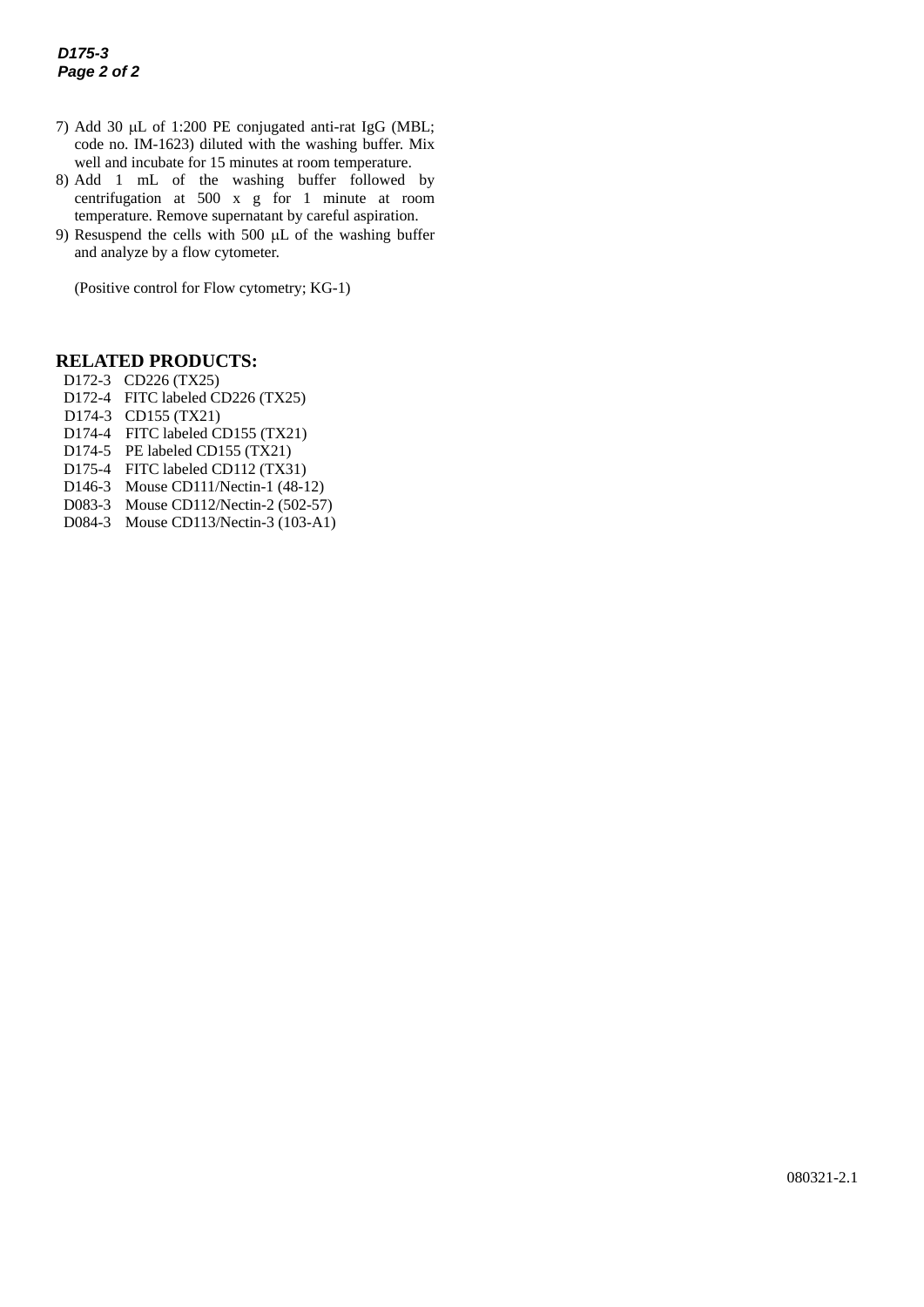7) Add 30 μL of 1:200 PE conjugated anti-rat IgG (MBL; code no. IM-1623) diluted with the washing buffer. Mix well and incubate for 15 minutes at room temperature.
8) Add 1 mL of the washing buffer followed by centrifugation at 500 x g for 1 minute at room temperature. Remove supernatant by careful aspiration.
9) Resuspend the cells with 500 μL of the washing buffer and analyze by a flow cytometer.

(Positive control for Flow cytometry; KG-1)

## RELATED PRODUCTS:

D172-3 CD226 (TX25)
D172-4 FITC labeled CD226 (TX25)
D174-3 CD155 (TX21)
D174-4 FITC labeled CD155 (TX21)
D174-5 PE labeled CD155 (TX21)
D175-4 FITC labeled CD112 (TX31)
D146-3 Mouse CD111/Nectin-1 (48-12)
D083-3 Mouse CD112/Nectin-2 (502-57)
D084-3 Mouse CD113/Nectin-3 (103-A1)

080321-2.1